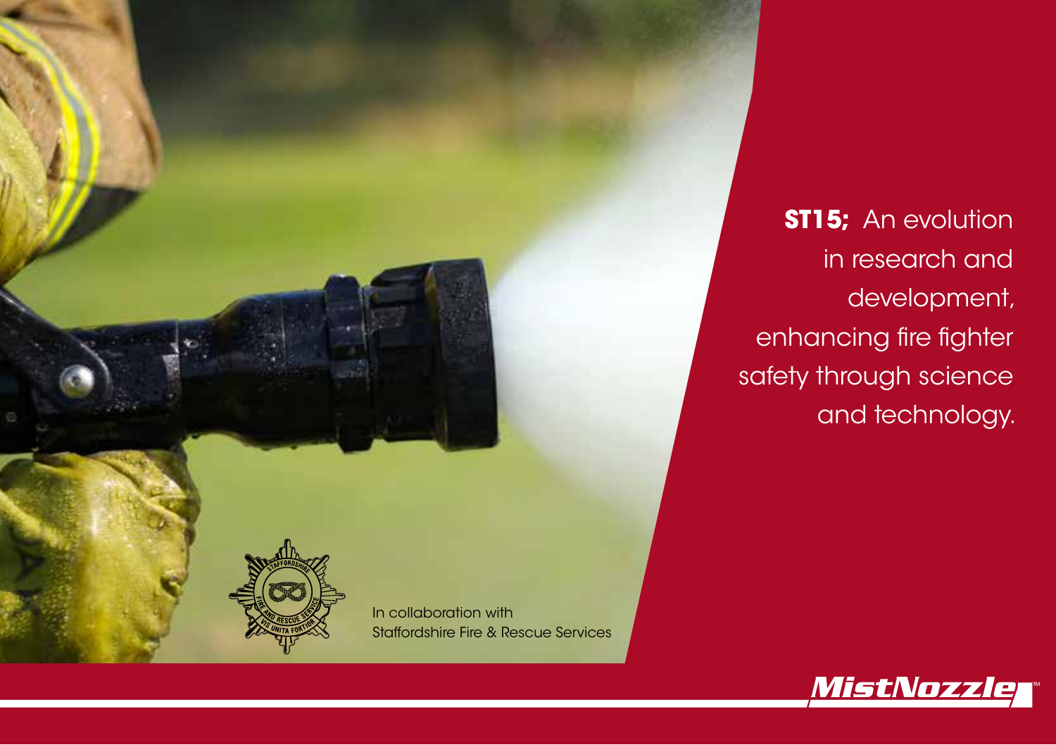**ST15;** An evolution in research and development, enhancing fire fighter safety through science and technology.

In collaboration with
Staffordshire Fire & Rescue Services

MistNozzle™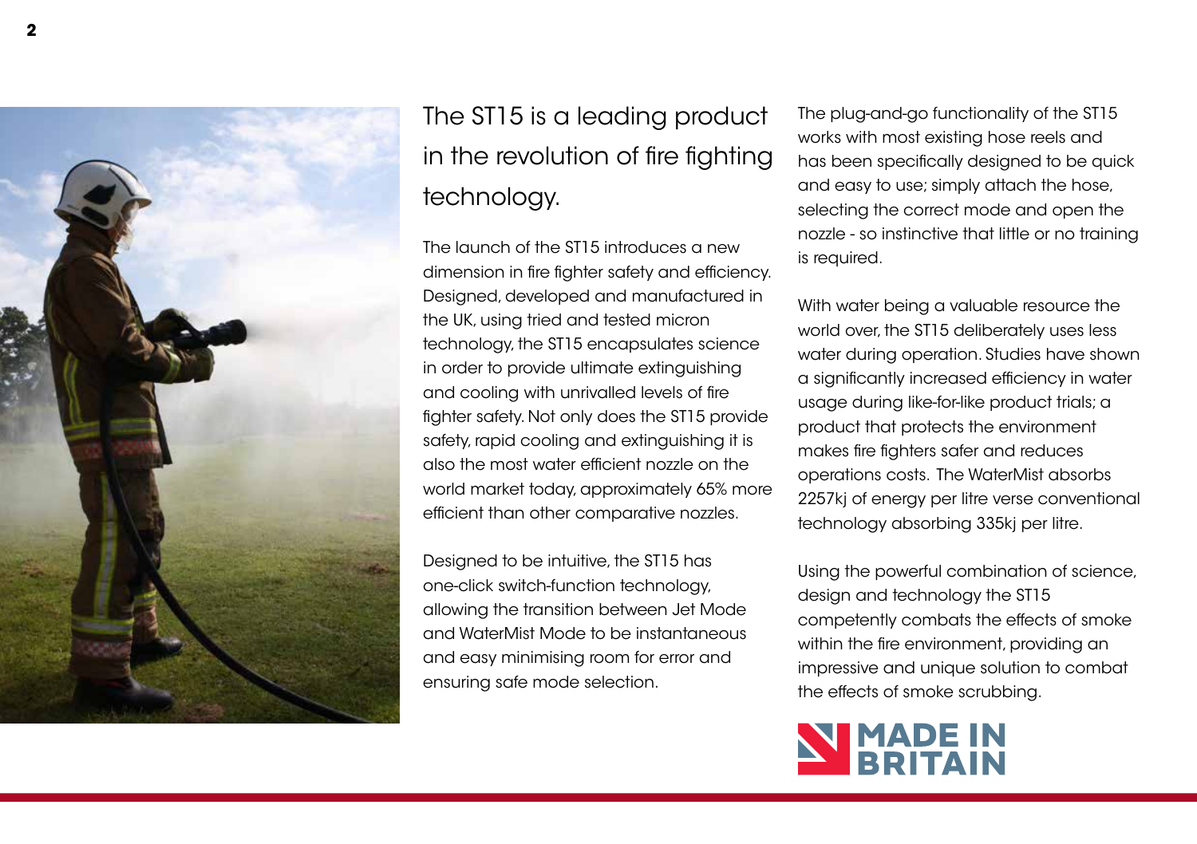# The ST15 is a leading product in the revolution of fire fighting technology.

The launch of the ST15 introduces a new dimension in fire fighter safety and efficiency. Designed, developed and manufactured in the UK, using tried and tested micron technology, the ST15 encapsulates science in order to provide ultimate extinguishing and cooling with unrivalled levels of fire fighter safety. Not only does the ST15 provide safety, rapid cooling and extinguishing it is also the most water efficient nozzle on the world market today, approximately 65% more efficient than other comparative nozzles.

Designed to be intuitive, the ST15 has one-click switch-function technology, allowing the transition between Jet Mode and WaterMist Mode to be instantaneous and easy minimising room for error and ensuring safe mode selection.

The plug-and-go functionality of the ST15 works with most existing hose reels and has been specifically designed to be quick and easy to use; simply attach the hose, selecting the correct mode and open the nozzle - so instinctive that little or no training is required.

With water being a valuable resource the world over, the ST15 deliberately uses less water during operation. Studies have shown a significantly increased efficiency in water usage during like-for-like product trials; a product that protects the environment makes fire fighters safer and reduces operations costs. The WaterMist absorbs 2257kj of energy per litre verse conventional technology absorbing 335kj per litre.

Using the powerful combination of science, design and technology the ST15 competently combats the effects of smoke within the fire environment, providing an impressive and unique solution to combat the effects of smoke scrubbing.

MADE IN BRITAIN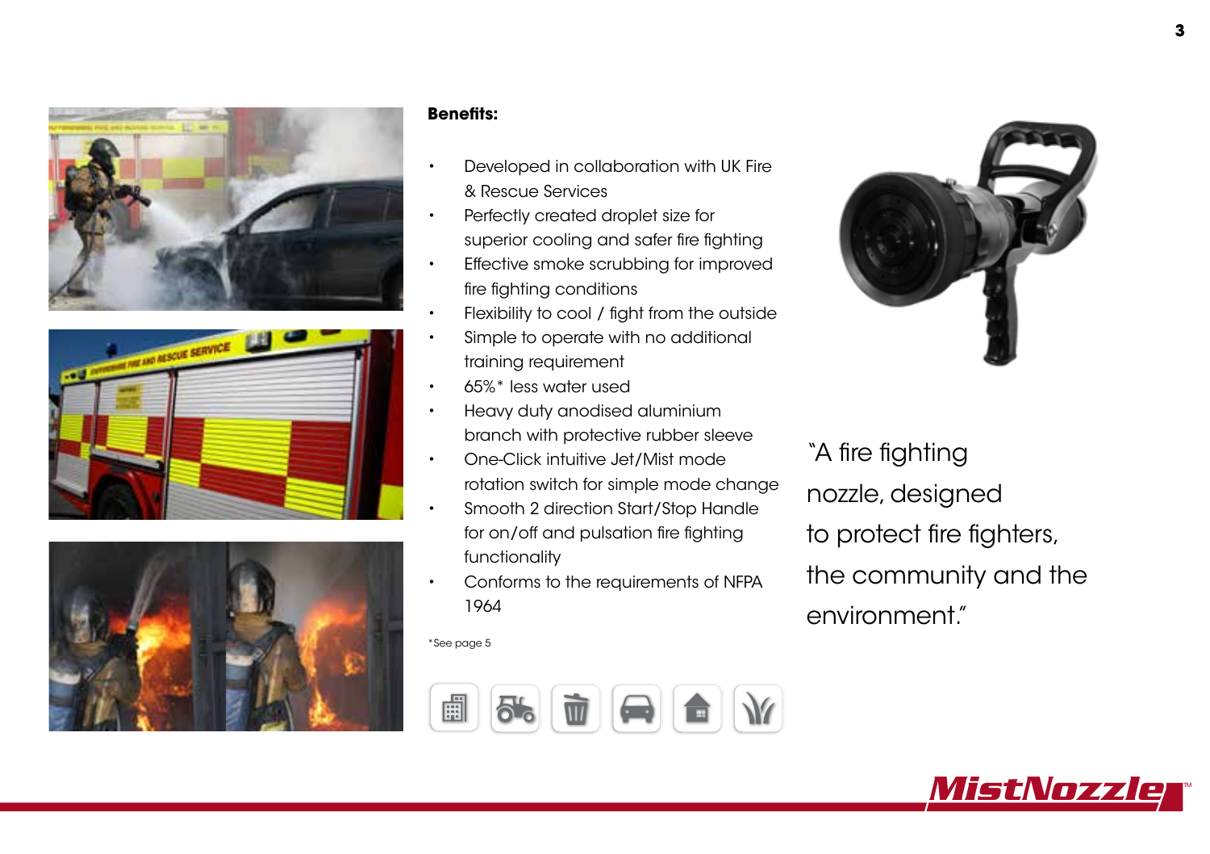**Benefits:**

- Developed in collaboration with UK Fire & Rescue Services
- Perfectly created droplet size for superior cooling and safer fire fighting
- Effective smoke scrubbing for improved fire fighting conditions
- Flexibility to cool / fight from the outside
- Simple to operate with no additional training requirement
- 65%* less water used
- Heavy duty anodised aluminium branch with protective rubber sleeve
- One-Click intuitive Jet/Mist mode rotation switch for simple mode change
- Smooth 2 direction Start/Stop Handle for on/off and pulsation fire fighting functionality
- Conforms to the requirements of NFPA 1964

*See page 5

"A fire fighting nozzle, designed to protect fire fighters, the community and the environment."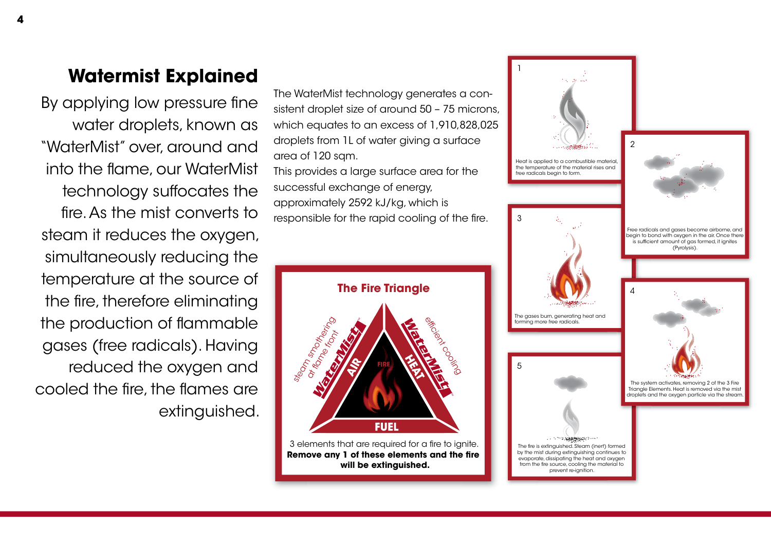## Watermist Explained

By applying low pressure fine water droplets, known as "WaterMist" over, around and into the flame, our WaterMist technology suffocates the fire. As the mist converts to steam it reduces the oxygen, simultaneously reducing the temperature at the source of the fire, therefore eliminating the production of flammable gases (free radicals). Having reduced the oxygen and cooled the fire, the flames are extinguished.

The WaterMist technology generates a consistent droplet size of around 50 – 75 microns, which equates to an excess of 1,910,828,025 droplets from 1L of water giving a surface area of 120 sqm.

This provides a large surface area for the successful exchange of energy, approximately 2592 kJ/kg, which is responsible for the rapid cooling of the fire.

### The Fire Triangle

steam smothering at flame front — WaterMist — AIR

efficient cooling — WaterMist — HEAT

FIRE

FUEL

3 elements that are required for a fire to ignite.
**Remove any 1 of these elements and the fire will be extinguished.**

1. Heat is applied to a combustible material, the temperature of the material rises and free radicals begin to form.
2. Free radicals and gases become airborne, and begin to bond with oxygen in the air. Once there is sufficient amount of gas formed, it ignites (Pyrolysis).
3. The gases burn, generating heat and forming more free radicals.
4. The system activates, removing 2 of the 3 Fire Triangle Elements. Heat is removed via the mist droplets and the oxygen particle via the stream.
5. The fire is extinguished. Steam (inert) formed by the mist during extinguishing continues to evaporate, dissipating the heat and oxygen from the fire source, cooling the material to prevent re-ignition.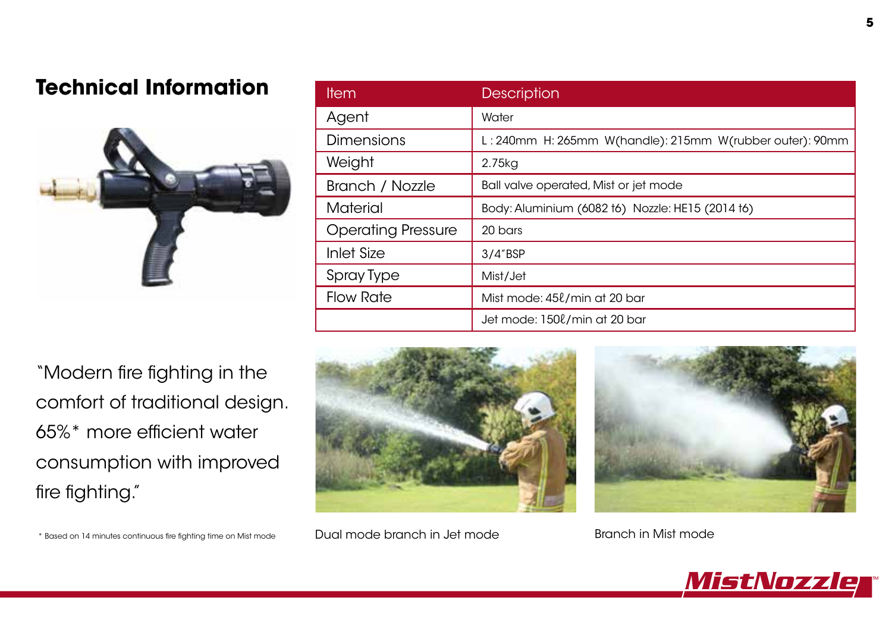# Technical Information

| Item | Description |
|---|---|
| Agent | Water |
| Dimensions | L : 240mm H: 265mm W(handle): 215mm W(rubber outer): 90mm |
| Weight | 2.75kg |
| Branch / Nozzle | Ball valve operated, Mist or jet mode |
| Material | Body: Aluminium (6082 t6) Nozzle: HE15 (2014 t6) |
| Operating Pressure | 20 bars |
| Inlet Size | 3/4"BSP |
| Spray Type | Mist/Jet |
| Flow Rate | Mist mode: 45ℓ/min at 20 bar |
| | Jet mode: 150ℓ/min at 20 bar |

"Modern fire fighting in the comfort of traditional design. 65%* more efficient water consumption with improved fire fighting."

\* Based on 14 minutes continuous fire fighting time on Mist mode

Dual mode branch in Jet mode

Branch in Mist mode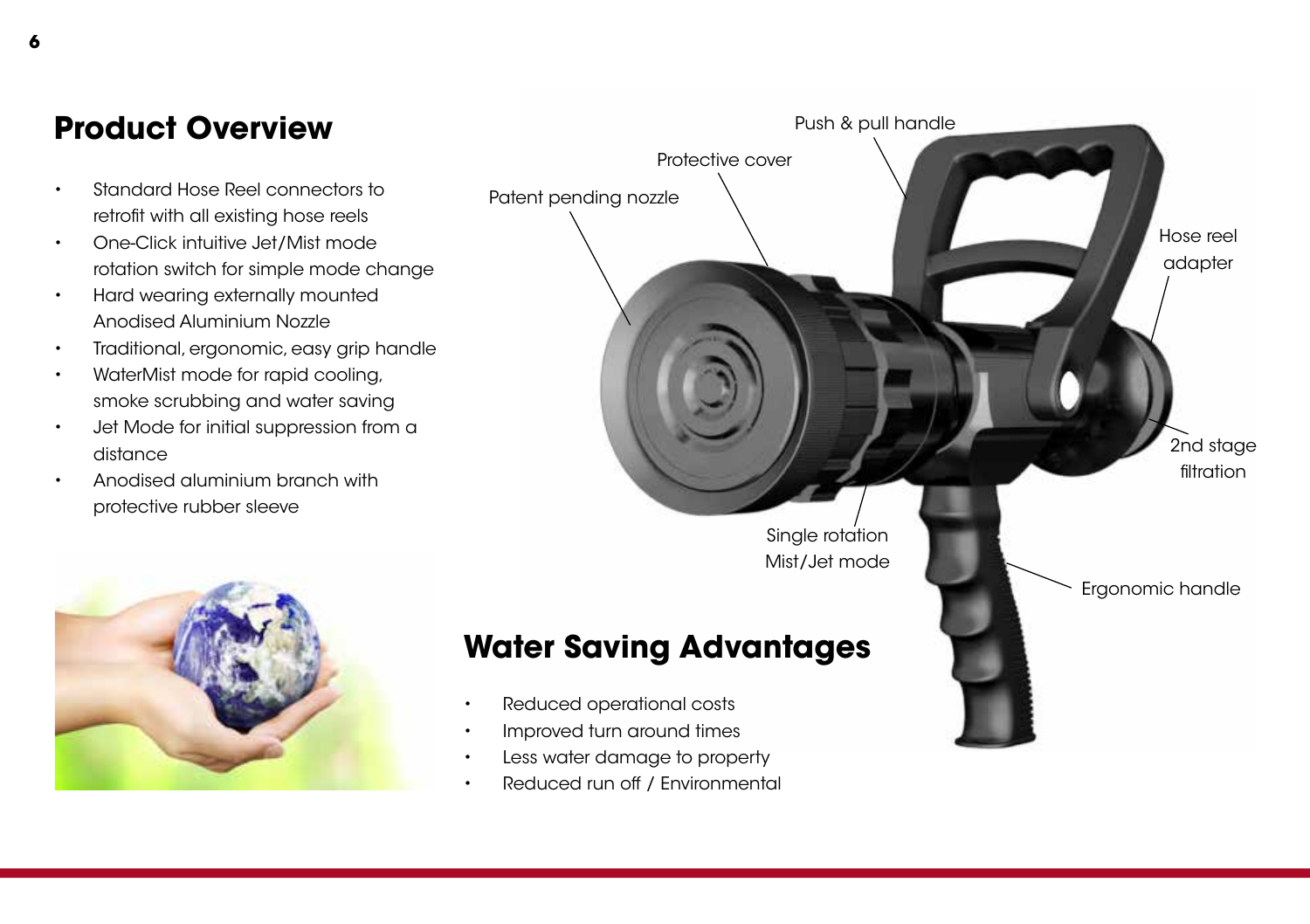## Product Overview

- Standard Hose Reel connectors to retrofit with all existing hose reels
- One-Click intuitive Jet/Mist mode rotation switch for simple mode change
- Hard wearing externally mounted Anodised Aluminium Nozzle
- Traditional, ergonomic, easy grip handle
- WaterMist mode for rapid cooling, smoke scrubbing and water saving
- Jet Mode for initial suppression from a distance
- Anodised aluminium branch with protective rubber sleeve

Push & pull handle

Protective cover

Patent pending nozzle

Hose reel adapter

2nd stage filtration

Single rotation Mist/Jet mode

Ergonomic handle

## Water Saving Advantages

- Reduced operational costs
- Improved turn around times
- Less water damage to property
- Reduced run off / Environmental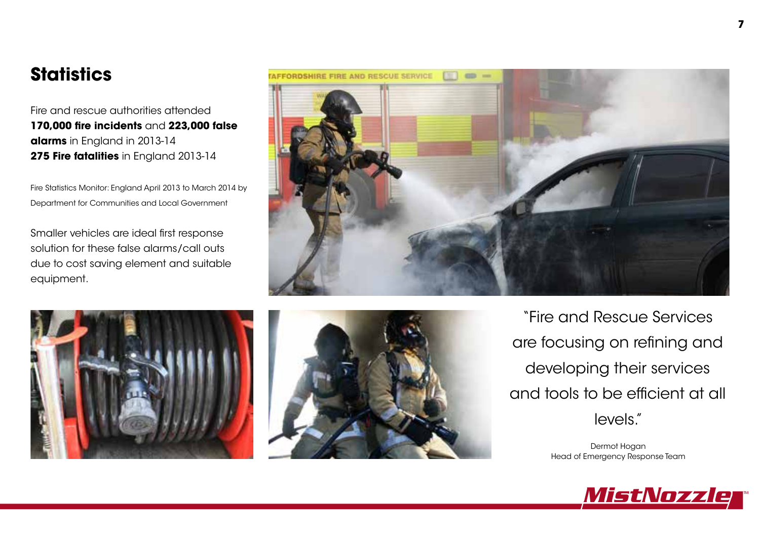## Statistics

Fire and rescue authorities attended **170,000 fire incidents** and **223,000 false alarms** in England in 2013-14
**275 Fire fatalities** in England 2013-14

Fire Statistics Monitor: England April 2013 to March 2014 by Department for Communities and Local Government

Smaller vehicles are ideal first response solution for these false alarms/call outs due to cost saving element and suitable equipment.

"Fire and Rescue Services are focusing on refining and developing their services and tools to be efficient at all levels."

Dermot Hogan
Head of Emergency Response Team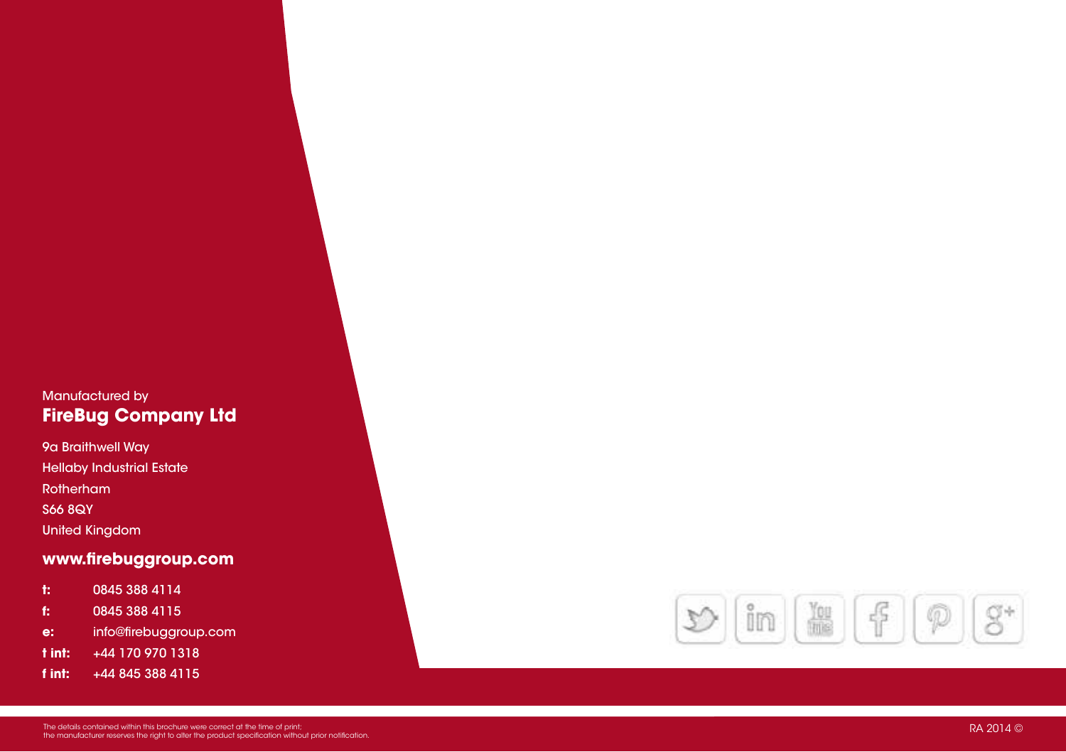Manufactured by

**FireBug Company Ltd**

9a Braithwell Way
Hellaby Industrial Estate
Rotherham
S66 8QY
United Kingdom

**www.firebuggroup.com**

| | |
|---|---|
| **t:** | 0845 388 4114 |
| **f:** | 0845 388 4115 |
| **e:** | info@firebuggroup.com |
| **t int:** | +44 170 970 1318 |
| **f int:** | +44 845 388 4115 |

The details contained within this brochure were correct at the time of print;
the manufacturer reserves the right to alter the product specification without prior notification.

RA 2014 ©